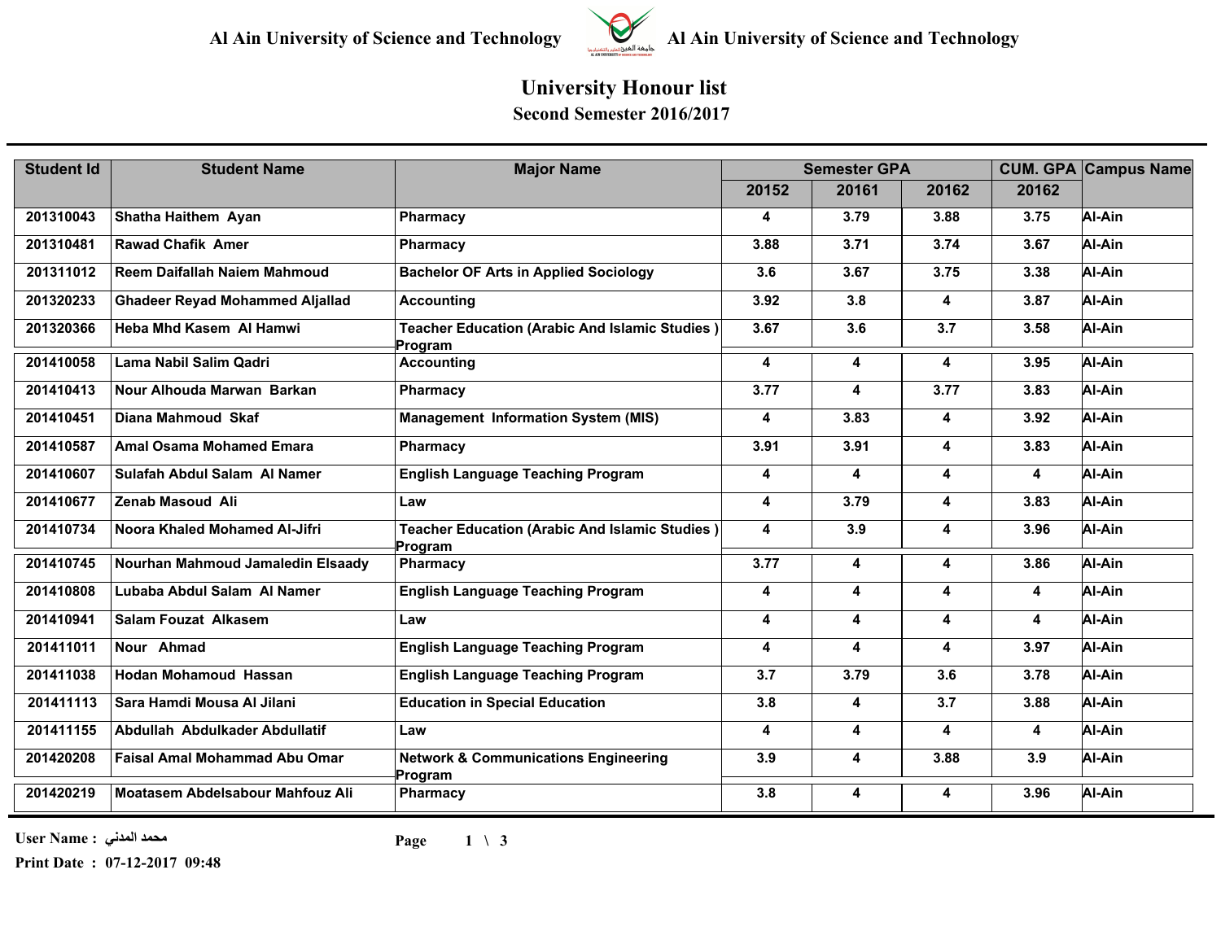Al Ain University of Science and Technology Al Ain University of Science and Technology

# University Honour list

## Second Semester 2016/2017

| Student Id | Student Name | Major Name | Semester GPA | | | CUM. GPA | Campus Name |
|---|---|---|---|---|---|---|---|
| | | | 20152 | 20161 | 20162 | 20162 | |
| 201310043 | Shatha Haithem Ayan | Pharmacy | 4 | 3.79 | 3.88 | 3.75 | Al-Ain |
| 201310481 | Rawad Chafik Amer | Pharmacy | 3.88 | 3.71 | 3.74 | 3.67 | Al-Ain |
| 201311012 | Reem Daifallah Naiem Mahmoud | Bachelor OF Arts in Applied Sociology | 3.6 | 3.67 | 3.75 | 3.38 | Al-Ain |
| 201320233 | Ghadeer Reyad Mohammed Aljallad | Accounting | 3.92 | 3.8 | 4 | 3.87 | Al-Ain |
| 201320366 | Heba Mhd Kasem Al Hamwi | Teacher Education (Arabic And Islamic Studies ) Program | 3.67 | 3.6 | 3.7 | 3.58 | Al-Ain |
| 201410058 | Lama Nabil Salim Qadri | Accounting | 4 | 4 | 4 | 3.95 | Al-Ain |
| 201410413 | Nour Alhouda Marwan Barkan | Pharmacy | 3.77 | 4 | 3.77 | 3.83 | Al-Ain |
| 201410451 | Diana Mahmoud Skaf | Management Information System (MIS) | 4 | 3.83 | 4 | 3.92 | Al-Ain |
| 201410587 | Amal Osama Mohamed Emara | Pharmacy | 3.91 | 3.91 | 4 | 3.83 | Al-Ain |
| 201410607 | Sulafah Abdul Salam Al Namer | English Language Teaching Program | 4 | 4 | 4 | 4 | Al-Ain |
| 201410677 | Zenab Masoud Ali | Law | 4 | 3.79 | 4 | 3.83 | Al-Ain |
| 201410734 | Noora Khaled Mohamed Al-Jifri | Teacher Education (Arabic And Islamic Studies ) Program | 4 | 3.9 | 4 | 3.96 | Al-Ain |
| 201410745 | Nourhan Mahmoud Jamaledin Elsaady | Pharmacy | 3.77 | 4 | 4 | 3.86 | Al-Ain |
| 201410808 | Lubaba Abdul Salam Al Namer | English Language Teaching Program | 4 | 4 | 4 | 4 | Al-Ain |
| 201410941 | Salam Fouzat Alkasem | Law | 4 | 4 | 4 | 4 | Al-Ain |
| 201411011 | Nour Ahmad | English Language Teaching Program | 4 | 4 | 4 | 3.97 | Al-Ain |
| 201411038 | Hodan Mohamoud Hassan | English Language Teaching Program | 3.7 | 3.79 | 3.6 | 3.78 | Al-Ain |
| 201411113 | Sara Hamdi Mousa Al Jilani | Education in Special Education | 3.8 | 4 | 3.7 | 3.88 | Al-Ain |
| 201411155 | Abdullah Abdulkader Abdullatif | Law | 4 | 4 | 4 | 4 | Al-Ain |
| 201420208 | Faisal Amal Mohammad Abu Omar | Network & Communications Engineering Program | 3.9 | 4 | 3.88 | 3.9 | Al-Ain |
| 201420219 | Moatasem Abdelsabour Mahfouz Ali | Pharmacy | 3.8 | 4 | 4 | 3.96 | Al-Ain |

User Name : محمد المدني

Print Date : 07-12-2017 09:48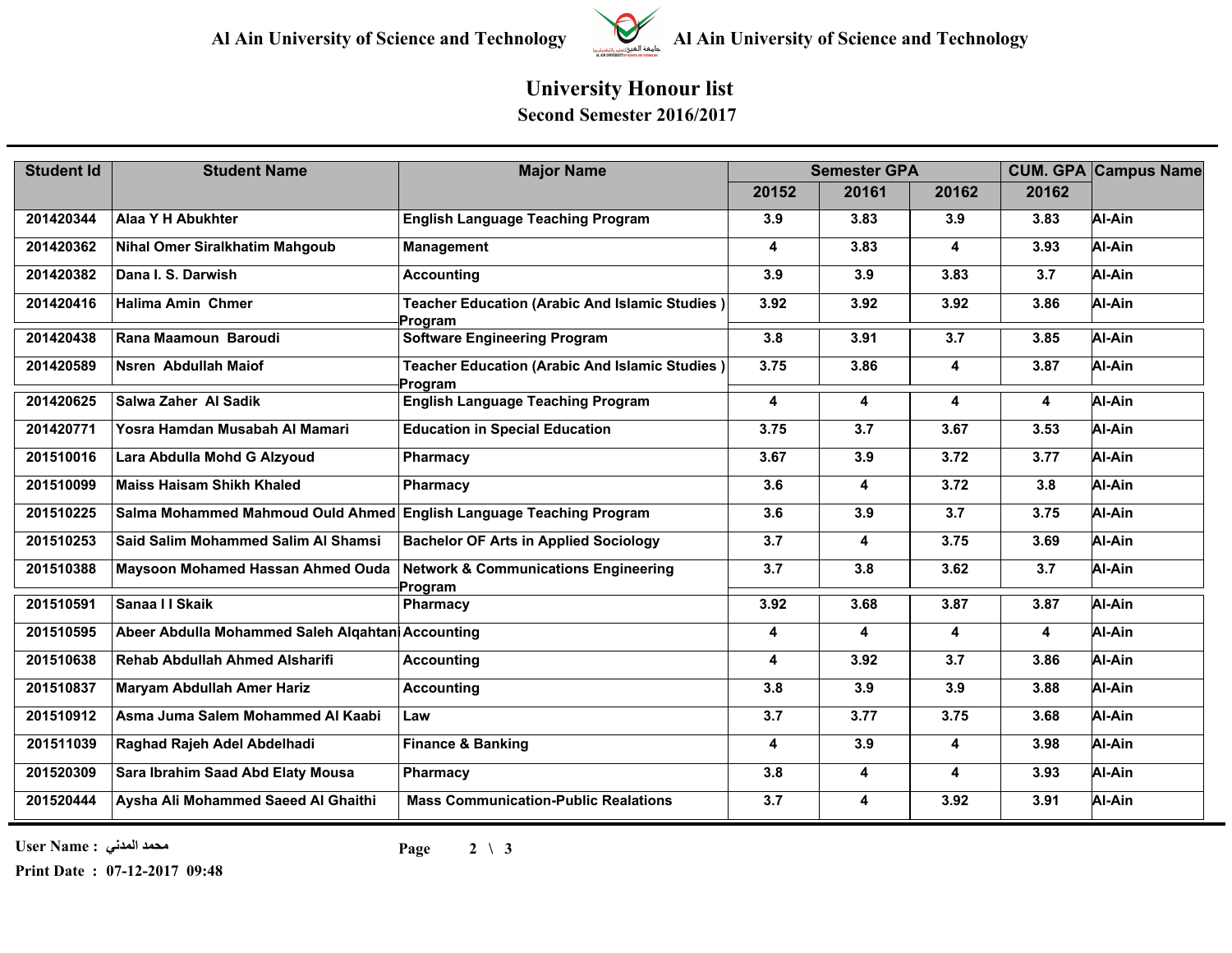Al Ain University of Science and Technology

# University Honour list

## Second Semester 2016/2017

| Student Id | Student Name | Major Name | Semester GPA | | | CUM. GPA | Campus Name |
|---|---|---|---|---|---|---|---|
| | | | 20152 | 20161 | 20162 | 20162 | |
| 201420344 | Alaa Y H Abukhter | English Language Teaching Program | 3.9 | 3.83 | 3.9 | 3.83 | Al-Ain |
| 201420362 | Nihal Omer Siralkhatim Mahgoub | Management | 4 | 3.83 | 4 | 3.93 | Al-Ain |
| 201420382 | Dana I. S. Darwish | Accounting | 3.9 | 3.9 | 3.83 | 3.7 | Al-Ain |
| 201420416 | Halima Amin Chmer | Teacher Education (Arabic And Islamic Studies ) Program | 3.92 | 3.92 | 3.92 | 3.86 | Al-Ain |
| 201420438 | Rana Maamoun Baroudi | Software Engineering Program | 3.8 | 3.91 | 3.7 | 3.85 | Al-Ain |
| 201420589 | Nsren Abdullah Maiof | Teacher Education (Arabic And Islamic Studies ) Program | 3.75 | 3.86 | 4 | 3.87 | Al-Ain |
| 201420625 | Salwa Zaher Al Sadik | English Language Teaching Program | 4 | 4 | 4 | 4 | Al-Ain |
| 201420771 | Yosra Hamdan Musabah Al Mamari | Education in Special Education | 3.75 | 3.7 | 3.67 | 3.53 | Al-Ain |
| 201510016 | Lara Abdulla Mohd G Alzyoud | Pharmacy | 3.67 | 3.9 | 3.72 | 3.77 | Al-Ain |
| 201510099 | Maiss Haisam Shikh Khaled | Pharmacy | 3.6 | 4 | 3.72 | 3.8 | Al-Ain |
| 201510225 | Salma Mohammed Mahmoud Ould Ahmed | English Language Teaching Program | 3.6 | 3.9 | 3.7 | 3.75 | Al-Ain |
| 201510253 | Said Salim Mohammed Salim Al Shamsi | Bachelor OF Arts in Applied Sociology | 3.7 | 4 | 3.75 | 3.69 | Al-Ain |
| 201510388 | Maysoon Mohamed Hassan Ahmed Ouda | Network & Communications Engineering Program | 3.7 | 3.8 | 3.62 | 3.7 | Al-Ain |
| 201510591 | Sanaa I I Skaik | Pharmacy | 3.92 | 3.68 | 3.87 | 3.87 | Al-Ain |
| 201510595 | Abeer Abdulla Mohammed Saleh Alqahtani | Accounting | 4 | 4 | 4 | 4 | Al-Ain |
| 201510638 | Rehab Abdullah Ahmed Alsharifi | Accounting | 4 | 3.92 | 3.7 | 3.86 | Al-Ain |
| 201510837 | Maryam Abdullah Amer Hariz | Accounting | 3.8 | 3.9 | 3.9 | 3.88 | Al-Ain |
| 201510912 | Asma Juma Salem Mohammed Al Kaabi | Law | 3.7 | 3.77 | 3.75 | 3.68 | Al-Ain |
| 201511039 | Raghad Rajeh Adel Abdelhadi | Finance & Banking | 4 | 3.9 | 4 | 3.98 | Al-Ain |
| 201520309 | Sara Ibrahim Saad Abd Elaty Mousa | Pharmacy | 3.8 | 4 | 4 | 3.93 | Al-Ain |
| 201520444 | Aysha Ali Mohammed Saeed Al Ghaithi | Mass Communication-Public Realations | 3.7 | 4 | 3.92 | 3.91 | Al-Ain |

User Name : محمد المدني

Print Date : 07-12-2017 09:48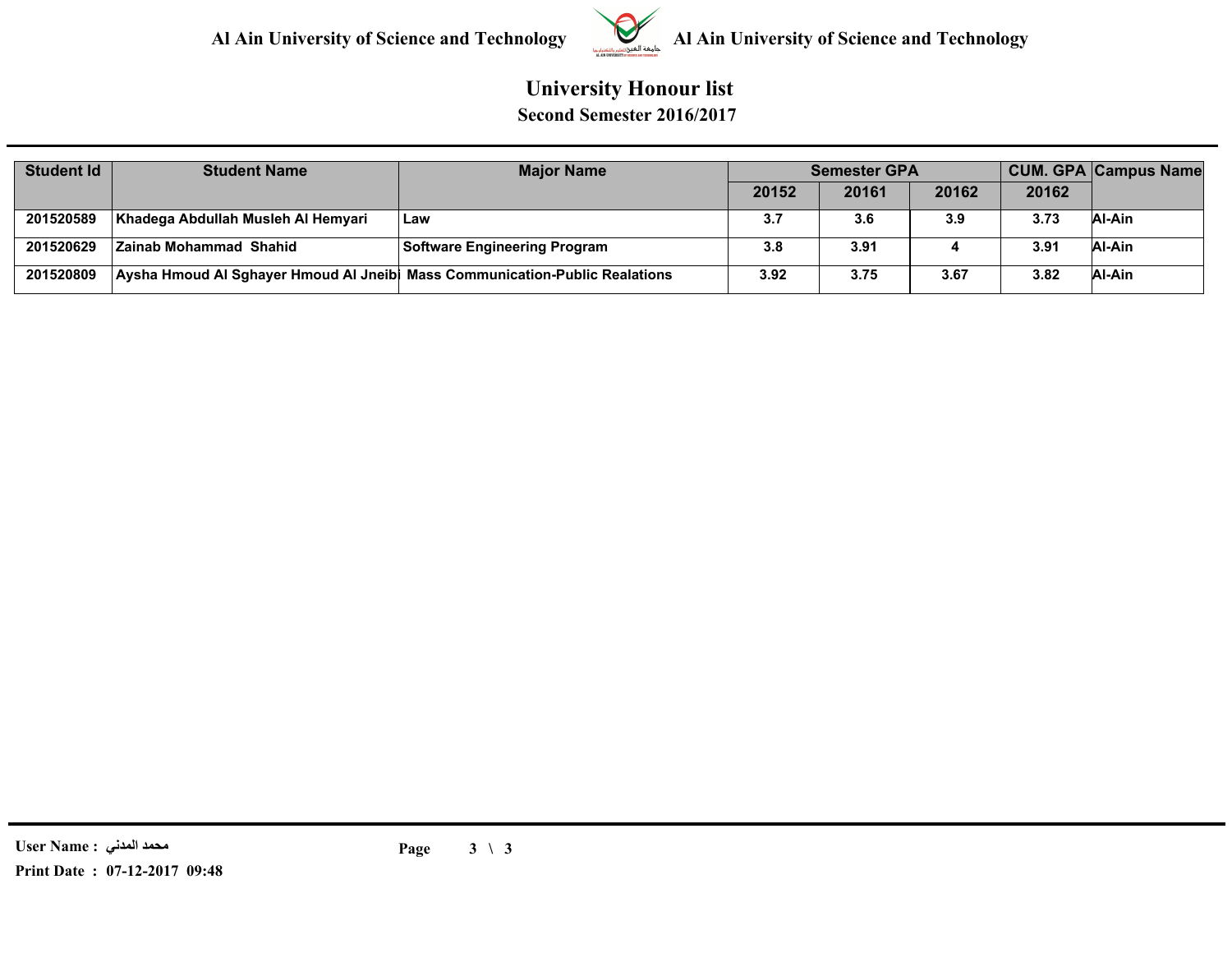# University Honour list

## Second Semester 2016/2017

| Student Id | Student Name | Major Name | Semester GPA | | | CUM. GPA | Campus Name |
|---|---|---|---|---|---|---|---|
| | | | 20152 | 20161 | 20162 | 20162 | |
| 201520589 | Khadega Abdullah Musleh Al Hemyari | Law | 3.7 | 3.6 | 3.9 | 3.73 | Al-Ain |
| 201520629 | Zainab Mohammad Shahid | Software Engineering Program | 3.8 | 3.91 | 4 | 3.91 | Al-Ain |
| 201520809 | Aysha Hmoud Al Sghayer Hmoud Al Jneibi | Mass Communication-Public Realations | 3.92 | 3.75 | 3.67 | 3.82 | Al-Ain |

User Name : محمد المدني

Print Date : 07-12-2017 09:48